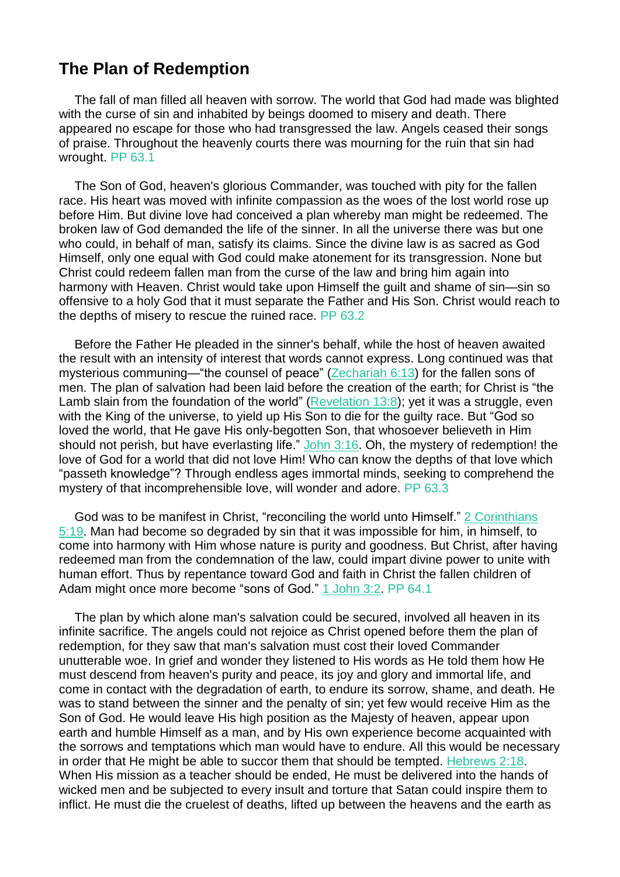## The Plan of Redemption

The fall of man filled all heaven with sorrow. The world that God had made was blighted with the curse of sin and inhabited by beings doomed to misery and death. There appeared no escape for those who had transgressed the law. Angels ceased their songs of praise. Throughout the heavenly courts there was mourning for the ruin that sin had wrought. PP 63.1

The Son of God, heaven's glorious Commander, was touched with pity for the fallen race. His heart was moved with infinite compassion as the woes of the lost world rose up before Him. But divine love had conceived a plan whereby man might be redeemed. The broken law of God demanded the life of the sinner. In all the universe there was but one who could, in behalf of man, satisfy its claims. Since the divine law is as sacred as God Himself, only one equal with God could make atonement for its transgression. None but Christ could redeem fallen man from the curse of the law and bring him again into harmony with Heaven. Christ would take upon Himself the guilt and shame of sin—sin so offensive to a holy God that it must separate the Father and His Son. Christ would reach to the depths of misery to rescue the ruined race. PP 63.2

Before the Father He pleaded in the sinner's behalf, while the host of heaven awaited the result with an intensity of interest that words cannot express. Long continued was that mysterious communing—“the counsel of peace” (Zechariah 6:13) for the fallen sons of men. The plan of salvation had been laid before the creation of the earth; for Christ is “the Lamb slain from the foundation of the world” (Revelation 13:8); yet it was a struggle, even with the King of the universe, to yield up His Son to die for the guilty race. But “God so loved the world, that He gave His only-begotten Son, that whosoever believeth in Him should not perish, but have everlasting life.” John 3:16. Oh, the mystery of redemption! the love of God for a world that did not love Him! Who can know the depths of that love which “passeth knowledge”? Through endless ages immortal minds, seeking to comprehend the mystery of that incomprehensible love, will wonder and adore. PP 63.3

God was to be manifest in Christ, “reconciling the world unto Himself.” 2 Corinthians 5:19. Man had become so degraded by sin that it was impossible for him, in himself, to come into harmony with Him whose nature is purity and goodness. But Christ, after having redeemed man from the condemnation of the law, could impart divine power to unite with human effort. Thus by repentance toward God and faith in Christ the fallen children of Adam might once more become “sons of God.” 1 John 3:2. PP 64.1

The plan by which alone man's salvation could be secured, involved all heaven in its infinite sacrifice. The angels could not rejoice as Christ opened before them the plan of redemption, for they saw that man's salvation must cost their loved Commander unutterable woe. In grief and wonder they listened to His words as He told them how He must descend from heaven's purity and peace, its joy and glory and immortal life, and come in contact with the degradation of earth, to endure its sorrow, shame, and death. He was to stand between the sinner and the penalty of sin; yet few would receive Him as the Son of God. He would leave His high position as the Majesty of heaven, appear upon earth and humble Himself as a man, and by His own experience become acquainted with the sorrows and temptations which man would have to endure. All this would be necessary in order that He might be able to succor them that should be tempted. Hebrews 2:18. When His mission as a teacher should be ended, He must be delivered into the hands of wicked men and be subjected to every insult and torture that Satan could inspire them to inflict. He must die the cruelest of deaths, lifted up between the heavens and the earth as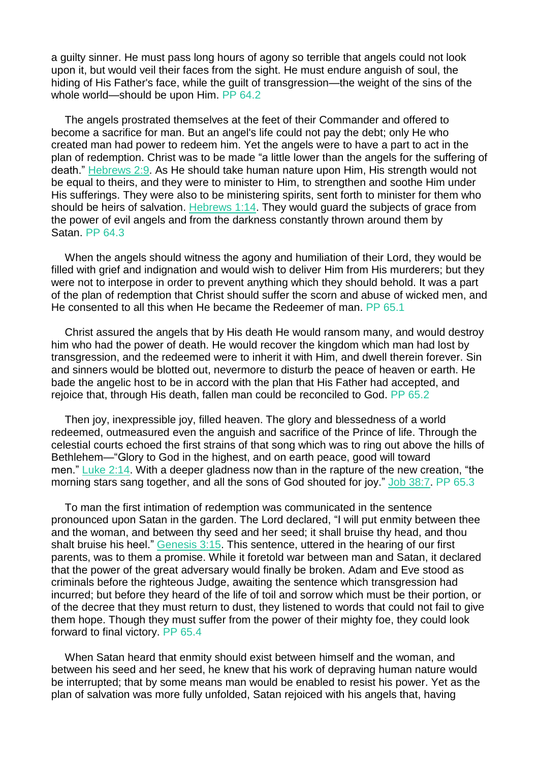a guilty sinner. He must pass long hours of agony so terrible that angels could not look upon it, but would veil their faces from the sight. He must endure anguish of soul, the hiding of His Father's face, while the guilt of transgression—the weight of the sins of the whole world—should be upon Him. PP 64.2

The angels prostrated themselves at the feet of their Commander and offered to become a sacrifice for man. But an angel's life could not pay the debt; only He who created man had power to redeem him. Yet the angels were to have a part to act in the plan of redemption. Christ was to be made "a little lower than the angels for the suffering of death." Hebrews 2:9. As He should take human nature upon Him, His strength would not be equal to theirs, and they were to minister to Him, to strengthen and soothe Him under His sufferings. They were also to be ministering spirits, sent forth to minister for them who should be heirs of salvation. Hebrews 1:14. They would guard the subjects of grace from the power of evil angels and from the darkness constantly thrown around them by Satan. PP 64.3

When the angels should witness the agony and humiliation of their Lord, they would be filled with grief and indignation and would wish to deliver Him from His murderers; but they were not to interpose in order to prevent anything which they should behold. It was a part of the plan of redemption that Christ should suffer the scorn and abuse of wicked men, and He consented to all this when He became the Redeemer of man. PP 65.1

Christ assured the angels that by His death He would ransom many, and would destroy him who had the power of death. He would recover the kingdom which man had lost by transgression, and the redeemed were to inherit it with Him, and dwell therein forever. Sin and sinners would be blotted out, nevermore to disturb the peace of heaven or earth. He bade the angelic host to be in accord with the plan that His Father had accepted, and rejoice that, through His death, fallen man could be reconciled to God. PP 65.2

Then joy, inexpressible joy, filled heaven. The glory and blessedness of a world redeemed, outmeasured even the anguish and sacrifice of the Prince of life. Through the celestial courts echoed the first strains of that song which was to ring out above the hills of Bethlehem—"Glory to God in the highest, and on earth peace, good will toward men." Luke 2:14. With a deeper gladness now than in the rapture of the new creation, "the morning stars sang together, and all the sons of God shouted for joy." Job 38:7. PP 65.3

To man the first intimation of redemption was communicated in the sentence pronounced upon Satan in the garden. The Lord declared, "I will put enmity between thee and the woman, and between thy seed and her seed; it shall bruise thy head, and thou shalt bruise his heel." Genesis 3:15. This sentence, uttered in the hearing of our first parents, was to them a promise. While it foretold war between man and Satan, it declared that the power of the great adversary would finally be broken. Adam and Eve stood as criminals before the righteous Judge, awaiting the sentence which transgression had incurred; but before they heard of the life of toil and sorrow which must be their portion, or of the decree that they must return to dust, they listened to words that could not fail to give them hope. Though they must suffer from the power of their mighty foe, they could look forward to final victory. PP 65.4

When Satan heard that enmity should exist between himself and the woman, and between his seed and her seed, he knew that his work of depraving human nature would be interrupted; that by some means man would be enabled to resist his power. Yet as the plan of salvation was more fully unfolded, Satan rejoiced with his angels that, having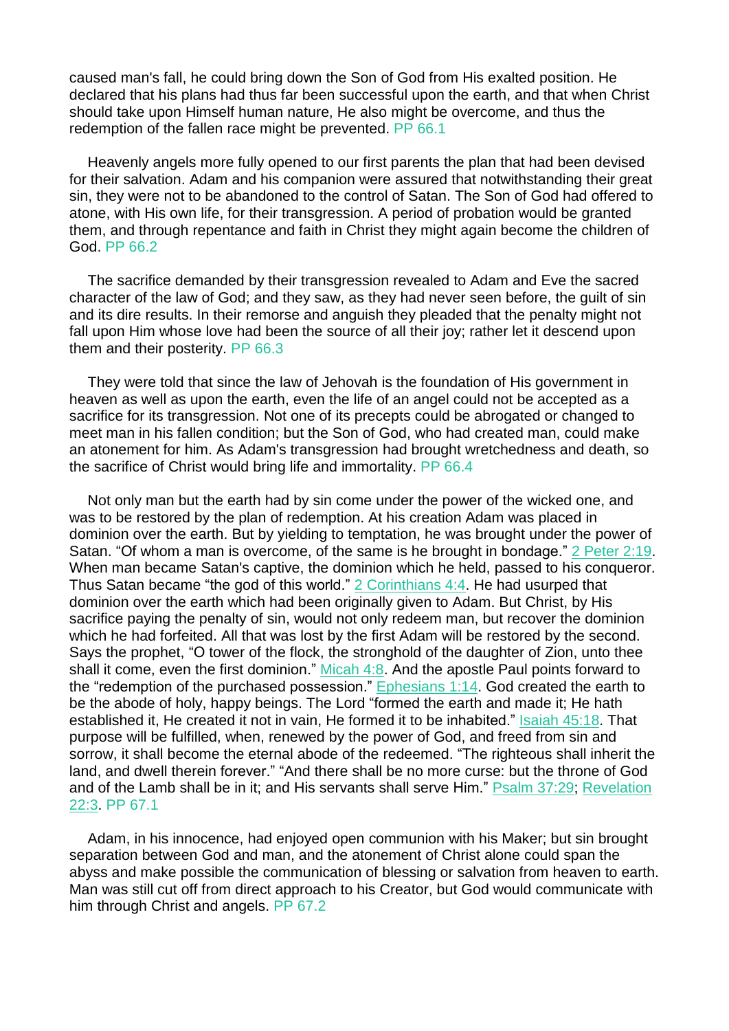caused man's fall, he could bring down the Son of God from His exalted position. He declared that his plans had thus far been successful upon the earth, and that when Christ should take upon Himself human nature, He also might be overcome, and thus the redemption of the fallen race might be prevented. PP 66.1

Heavenly angels more fully opened to our first parents the plan that had been devised for their salvation. Adam and his companion were assured that notwithstanding their great sin, they were not to be abandoned to the control of Satan. The Son of God had offered to atone, with His own life, for their transgression. A period of probation would be granted them, and through repentance and faith in Christ they might again become the children of God. PP 66.2

The sacrifice demanded by their transgression revealed to Adam and Eve the sacred character of the law of God; and they saw, as they had never seen before, the guilt of sin and its dire results. In their remorse and anguish they pleaded that the penalty might not fall upon Him whose love had been the source of all their joy; rather let it descend upon them and their posterity. PP 66.3

They were told that since the law of Jehovah is the foundation of His government in heaven as well as upon the earth, even the life of an angel could not be accepted as a sacrifice for its transgression. Not one of its precepts could be abrogated or changed to meet man in his fallen condition; but the Son of God, who had created man, could make an atonement for him. As Adam's transgression had brought wretchedness and death, so the sacrifice of Christ would bring life and immortality. PP 66.4

Not only man but the earth had by sin come under the power of the wicked one, and was to be restored by the plan of redemption. At his creation Adam was placed in dominion over the earth. But by yielding to temptation, he was brought under the power of Satan. “Of whom a man is overcome, of the same is he brought in bondage.” 2 Peter 2:19. When man became Satan's captive, the dominion which he held, passed to his conqueror. Thus Satan became “the god of this world.” 2 Corinthians 4:4. He had usurped that dominion over the earth which had been originally given to Adam. But Christ, by His sacrifice paying the penalty of sin, would not only redeem man, but recover the dominion which he had forfeited. All that was lost by the first Adam will be restored by the second. Says the prophet, “O tower of the flock, the stronghold of the daughter of Zion, unto thee shall it come, even the first dominion.” Micah 4:8. And the apostle Paul points forward to the “redemption of the purchased possession.” Ephesians 1:14. God created the earth to be the abode of holy, happy beings. The Lord “formed the earth and made it; He hath established it, He created it not in vain, He formed it to be inhabited.” Isaiah 45:18. That purpose will be fulfilled, when, renewed by the power of God, and freed from sin and sorrow, it shall become the eternal abode of the redeemed. “The righteous shall inherit the land, and dwell therein forever.” “And there shall be no more curse: but the throne of God and of the Lamb shall be in it; and His servants shall serve Him.” Psalm 37:29; Revelation 22:3. PP 67.1

Adam, in his innocence, had enjoyed open communion with his Maker; but sin brought separation between God and man, and the atonement of Christ alone could span the abyss and make possible the communication of blessing or salvation from heaven to earth. Man was still cut off from direct approach to his Creator, but God would communicate with him through Christ and angels. PP 67.2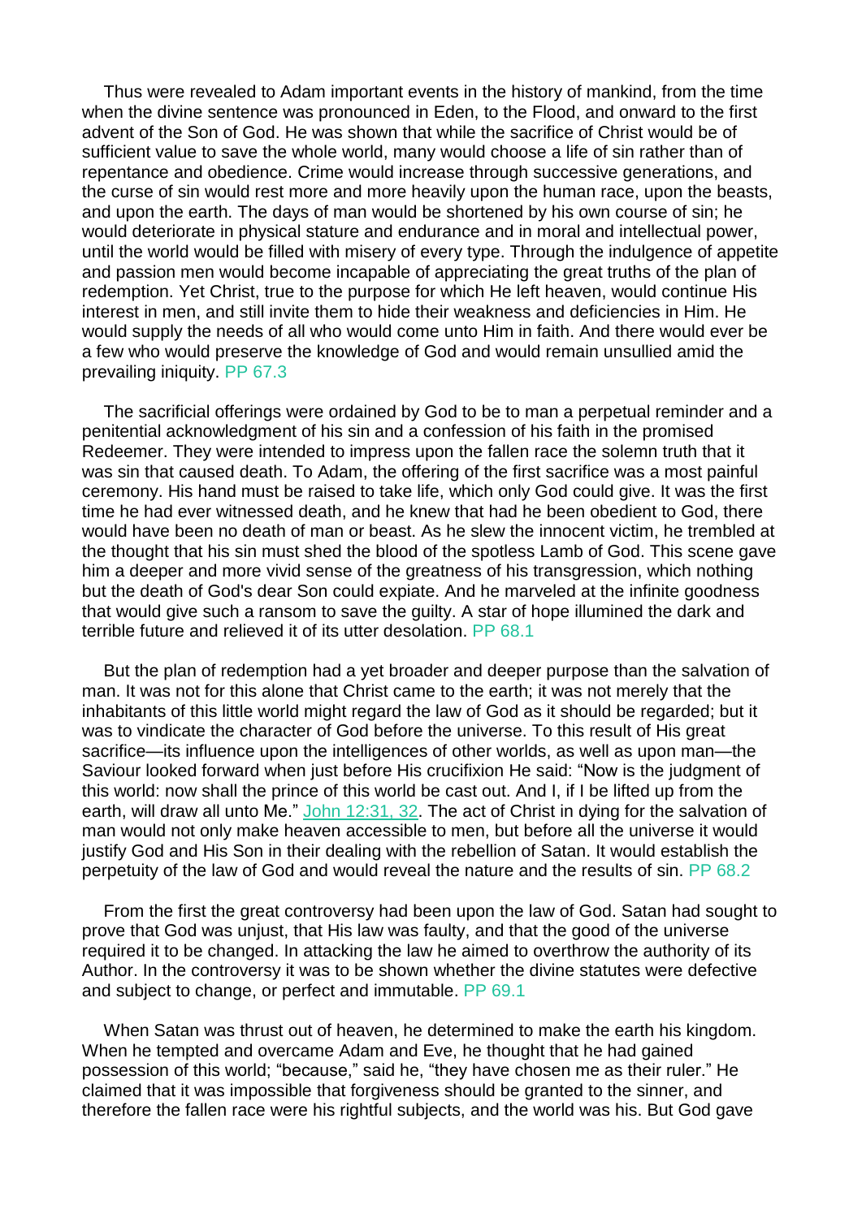Thus were revealed to Adam important events in the history of mankind, from the time when the divine sentence was pronounced in Eden, to the Flood, and onward to the first advent of the Son of God. He was shown that while the sacrifice of Christ would be of sufficient value to save the whole world, many would choose a life of sin rather than of repentance and obedience. Crime would increase through successive generations, and the curse of sin would rest more and more heavily upon the human race, upon the beasts, and upon the earth. The days of man would be shortened by his own course of sin; he would deteriorate in physical stature and endurance and in moral and intellectual power, until the world would be filled with misery of every type. Through the indulgence of appetite and passion men would become incapable of appreciating the great truths of the plan of redemption. Yet Christ, true to the purpose for which He left heaven, would continue His interest in men, and still invite them to hide their weakness and deficiencies in Him. He would supply the needs of all who would come unto Him in faith. And there would ever be a few who would preserve the knowledge of God and would remain unsullied amid the prevailing iniquity. PP 67.3

The sacrificial offerings were ordained by God to be to man a perpetual reminder and a penitential acknowledgment of his sin and a confession of his faith in the promised Redeemer. They were intended to impress upon the fallen race the solemn truth that it was sin that caused death. To Adam, the offering of the first sacrifice was a most painful ceremony. His hand must be raised to take life, which only God could give. It was the first time he had ever witnessed death, and he knew that had he been obedient to God, there would have been no death of man or beast. As he slew the innocent victim, he trembled at the thought that his sin must shed the blood of the spotless Lamb of God. This scene gave him a deeper and more vivid sense of the greatness of his transgression, which nothing but the death of God's dear Son could expiate. And he marveled at the infinite goodness that would give such a ransom to save the guilty. A star of hope illumined the dark and terrible future and relieved it of its utter desolation. PP 68.1

But the plan of redemption had a yet broader and deeper purpose than the salvation of man. It was not for this alone that Christ came to the earth; it was not merely that the inhabitants of this little world might regard the law of God as it should be regarded; but it was to vindicate the character of God before the universe. To this result of His great sacrifice—its influence upon the intelligences of other worlds, as well as upon man—the Saviour looked forward when just before His crucifixion He said: "Now is the judgment of this world: now shall the prince of this world be cast out. And I, if I be lifted up from the earth, will draw all unto Me." John 12:31, 32. The act of Christ in dying for the salvation of man would not only make heaven accessible to men, but before all the universe it would justify God and His Son in their dealing with the rebellion of Satan. It would establish the perpetuity of the law of God and would reveal the nature and the results of sin. PP 68.2

From the first the great controversy had been upon the law of God. Satan had sought to prove that God was unjust, that His law was faulty, and that the good of the universe required it to be changed. In attacking the law he aimed to overthrow the authority of its Author. In the controversy it was to be shown whether the divine statutes were defective and subject to change, or perfect and immutable. PP 69.1

When Satan was thrust out of heaven, he determined to make the earth his kingdom. When he tempted and overcame Adam and Eve, he thought that he had gained possession of this world; "because," said he, "they have chosen me as their ruler." He claimed that it was impossible that forgiveness should be granted to the sinner, and therefore the fallen race were his rightful subjects, and the world was his. But God gave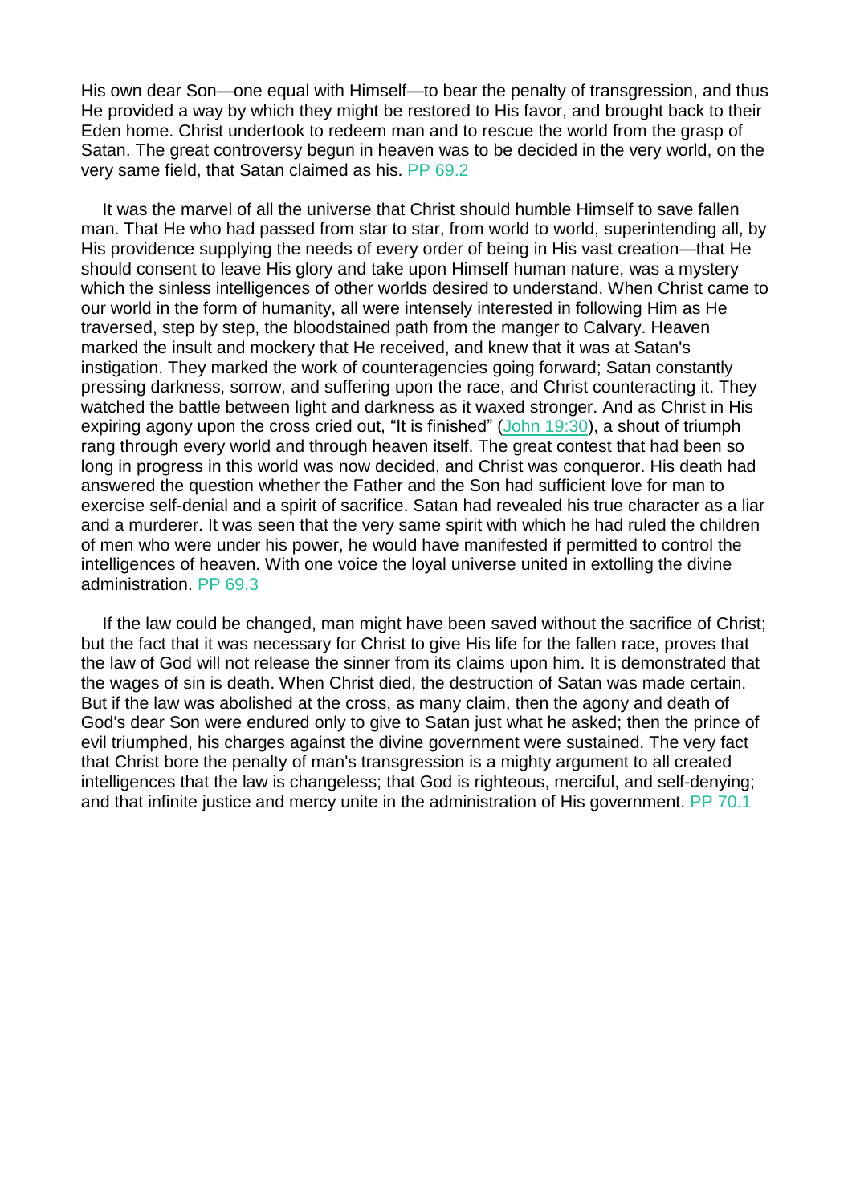His own dear Son—one equal with Himself—to bear the penalty of transgression, and thus He provided a way by which they might be restored to His favor, and brought back to their Eden home. Christ undertook to redeem man and to rescue the world from the grasp of Satan. The great controversy begun in heaven was to be decided in the very world, on the very same field, that Satan claimed as his. PP 69.2

It was the marvel of all the universe that Christ should humble Himself to save fallen man. That He who had passed from star to star, from world to world, superintending all, by His providence supplying the needs of every order of being in His vast creation—that He should consent to leave His glory and take upon Himself human nature, was a mystery which the sinless intelligences of other worlds desired to understand. When Christ came to our world in the form of humanity, all were intensely interested in following Him as He traversed, step by step, the bloodstained path from the manger to Calvary. Heaven marked the insult and mockery that He received, and knew that it was at Satan's instigation. They marked the work of counteragencies going forward; Satan constantly pressing darkness, sorrow, and suffering upon the race, and Christ counteracting it. They watched the battle between light and darkness as it waxed stronger. And as Christ in His expiring agony upon the cross cried out, "It is finished" (John 19:30), a shout of triumph rang through every world and through heaven itself. The great contest that had been so long in progress in this world was now decided, and Christ was conqueror. His death had answered the question whether the Father and the Son had sufficient love for man to exercise self-denial and a spirit of sacrifice. Satan had revealed his true character as a liar and a murderer. It was seen that the very same spirit with which he had ruled the children of men who were under his power, he would have manifested if permitted to control the intelligences of heaven. With one voice the loyal universe united in extolling the divine administration. PP 69.3

If the law could be changed, man might have been saved without the sacrifice of Christ; but the fact that it was necessary for Christ to give His life for the fallen race, proves that the law of God will not release the sinner from its claims upon him. It is demonstrated that the wages of sin is death. When Christ died, the destruction of Satan was made certain. But if the law was abolished at the cross, as many claim, then the agony and death of God's dear Son were endured only to give to Satan just what he asked; then the prince of evil triumphed, his charges against the divine government were sustained. The very fact that Christ bore the penalty of man's transgression is a mighty argument to all created intelligences that the law is changeless; that God is righteous, merciful, and self-denying; and that infinite justice and mercy unite in the administration of His government. PP 70.1